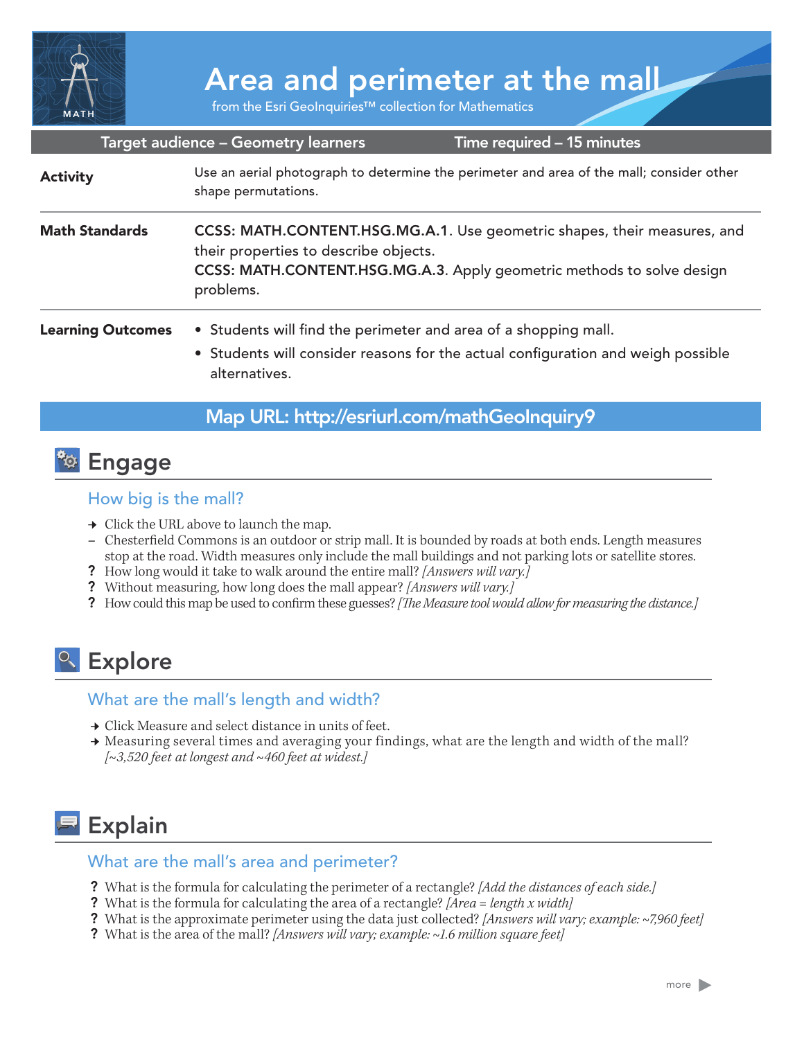# Area and perimeter at the mall

from the Esri GeoInquiries™ collection for Mathematics

| Target audience – Geometry learners | Time required – 15 minutes |
|---|---|

| | |
|---|---|
| **Activity** | Use an aerial photograph to determine the perimeter and area of the mall; consider other shape permutations. |
| **Math Standards** | **CCSS: MATH.CONTENT.HSG.MG.A.1**. Use geometric shapes, their measures, and their properties to describe objects.<br>**CCSS: MATH.CONTENT.HSG.MG.A.3**. Apply geometric methods to solve design problems. |
| **Learning Outcomes** | • Students will find the perimeter and area of a shopping mall.<br>• Students will consider reasons for the actual configuration and weigh possible alternatives. |

**Map URL: http://esriurl.com/mathGeoInquiry9**

## Engage

### How big is the mall?

→ Click the URL above to launch the map.

– Chesterfield Commons is an outdoor or strip mall. It is bounded by roads at both ends. Length measures stop at the road. Width measures only include the mall buildings and not parking lots or satellite stores.

? How long would it take to walk around the entire mall? *[Answers will vary.]*

? Without measuring, how long does the mall appear? *[Answers will vary.]*

? How could this map be used to confirm these guesses? *[The Measure tool would allow for measuring the distance.]*

## Explore

### What are the mall's length and width?

→ Click Measure and select distance in units of feet.

→ Measuring several times and averaging your findings, what are the length and width of the mall? *[~3,520 feet at longest and ~460 feet at widest.]*

## Explain

### What are the mall's area and perimeter?

? What is the formula for calculating the perimeter of a rectangle? *[Add the distances of each side.]*

? What is the formula for calculating the area of a rectangle? *[Area = length x width]*

? What is the approximate perimeter using the data just collected? *[Answers will vary; example: ~7,960 feet]*

? What is the area of the mall? *[Answers will vary; example: ~1.6 million square feet]*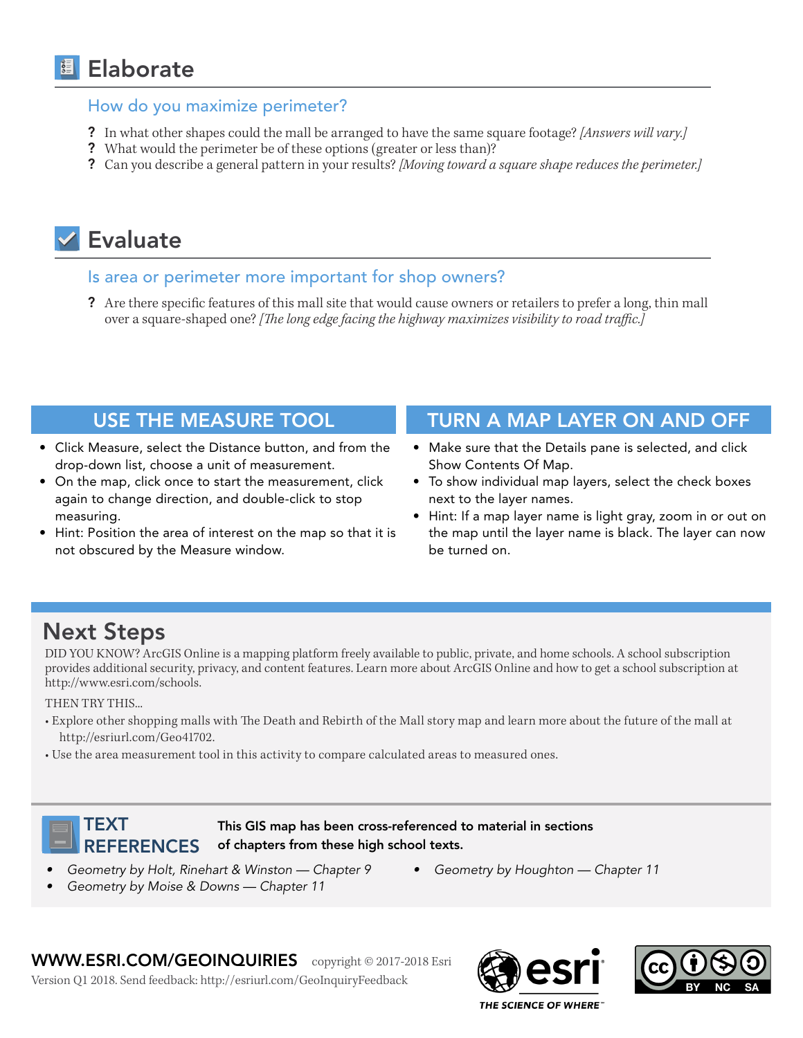## Elaborate

### How do you maximize perimeter?

- ? In what other shapes could the mall be arranged to have the same square footage? *[Answers will vary.]*
- ? What would the perimeter be of these options (greater or less than)?
- ? Can you describe a general pattern in your results? *[Moving toward a square shape reduces the perimeter.]*

## Evaluate

### Is area or perimeter more important for shop owners?

- ? Are there specific features of this mall site that would cause owners or retailers to prefer a long, thin mall over a square-shaped one? *[The long edge facing the highway maximizes visibility to road traffic.]*

### USE THE MEASURE TOOL

- Click Measure, select the Distance button, and from the drop-down list, choose a unit of measurement.
- On the map, click once to start the measurement, click again to change direction, and double-click to stop measuring.
- Hint: Position the area of interest on the map so that it is not obscured by the Measure window.

### TURN A MAP LAYER ON AND OFF

- Make sure that the Details pane is selected, and click Show Contents Of Map.
- To show individual map layers, select the check boxes next to the layer names.
- Hint: If a map layer name is light gray, zoom in or out on the map until the layer name is black. The layer can now be turned on.

## Next Steps

DID YOU KNOW? ArcGIS Online is a mapping platform freely available to public, private, and home schools. A school subscription provides additional security, privacy, and content features. Learn more about ArcGIS Online and how to get a school subscription at http://www.esri.com/schools.

THEN TRY THIS...

- Explore other shopping malls with The Death and Rebirth of the Mall story map and learn more about the future of the mall at http://esriurl.com/Geo41702.
- Use the area measurement tool in this activity to compare calculated areas to measured ones.

### TEXT REFERENCES

**This GIS map has been cross-referenced to material in sections of chapters from these high school texts.**

- *Geometry by Holt, Rinehart & Winston — Chapter 9*
- *Geometry by Moise & Downs — Chapter 11*
- *Geometry by Houghton — Chapter 11*

**WWW.ESRI.COM/GEOINQUIRIES** copyright © 2017-2018 Esri
Version Q1 2018. Send feedback: http://esriurl.com/GeoInquiryFeedback